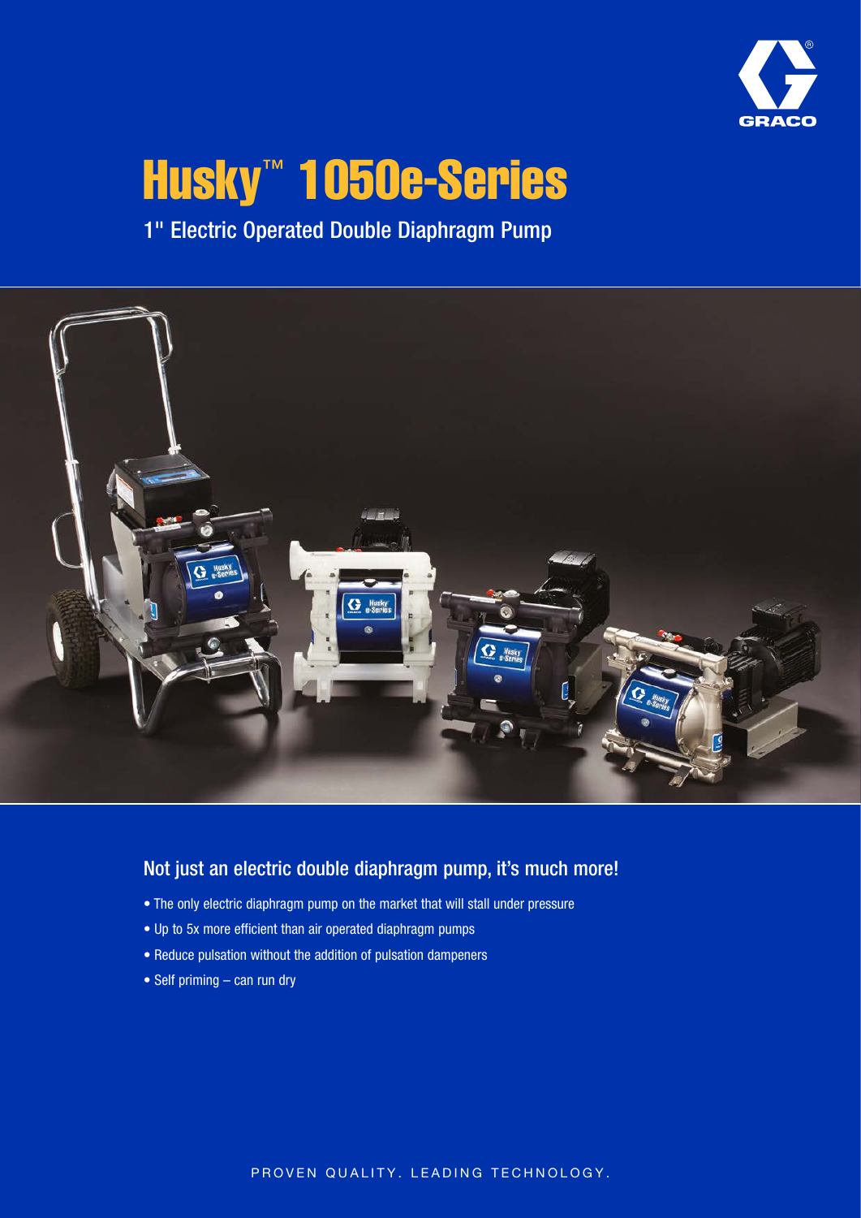GRACO

# Husky™ 1050e-Series

1" Electric Operated Double Diaphragm Pump

## Not just an electric double diaphragm pump, it's much more!

- The only electric diaphragm pump on the market that will stall under pressure
- Up to 5x more efficient than air operated diaphragm pumps
- Reduce pulsation without the addition of pulsation dampeners
- Self priming – can run dry

PROVEN QUALITY. LEADING TECHNOLOGY.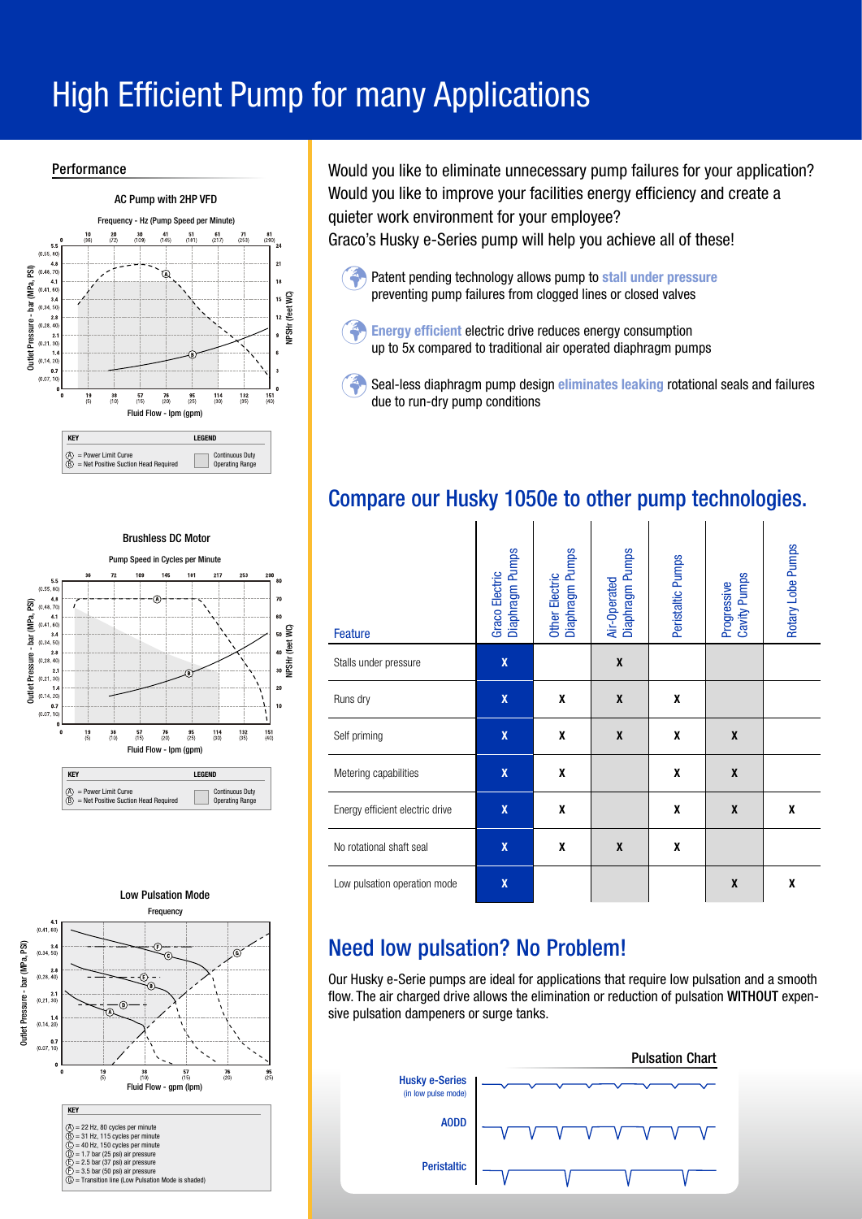# High Efficient Pump for many Applications

## Performance

AC Pump with 2HP VFD

Frequency - Hz (Pump Speed per Minute)

0, 10 (36), 20 (72), 30 (109), 41 (145), 51 (181), 61 (217), 71 (253), 81 (290)

Outlet Pressure - bar (MPa, PSI)

5.5 (0.55, 80), 4.8 (0.48, 70), 4.1 (0.41, 60), 3.4 (0.34, 50), 2.8 (0.28, 40), 2.1 (0.21, 30), 1.4 (0.14, 20), 0.7 (0.07, 10), 0

NPSHr (feet WC)

24, 21, 18, 15, 12, 9, 6, 3, 0

Fluid Flow - lpm (gpm)

0, 19 (5), 38 (10), 57 (15), 76 (20), 95 (25), 114 (30), 132 (35), 151 (40)

A, B

KEY
Ⓐ = Power Limit Curve
Ⓑ = Net Positive Suction Head Required

LEGEND
Continuous Duty Operating Range

Brushless DC Motor

Pump Speed in Cycles per Minute

36, 72, 109, 145, 181, 217, 253, 290

Outlet Pressure - bar (MPa, PSI)

5.5 (0.55, 80), 4.8 (0.48, 70), 4.1 (0.41, 60), 3.4 (0.34, 50), 2.8 (0.28, 40), 2.1 (0.21, 30), 1.4 (0.14, 20), 0.7 (0.07, 10), 0

NPSHr (feet WC)

80, 70, 60, 50, 40, 30, 20, 10

Fluid Flow - lpm (gpm)

0, 19 (5), 38 (10), 57 (15), 76 (20), 95 (25), 114 (30), 132 (35), 151 (40)

A, B

KEY
Ⓐ = Power Limit Curve
Ⓑ = Net Positive Suction Head Required

LEGEND
Continuous Duty Operating Range

Low Pulsation Mode

Frequency

Outlet Pressure - bar (MPa, PSI)

4.1 (0.41, 60), 3.4 (0.34, 50), 2.8 (0.28, 40), 2.1 (0.21, 30), 1.4 (0.14, 20), 0.7 (0.07, 10), 0

Fluid Flow - gpm (lpm)

0, 19 (5), 38 (10), 57 (15), 76 (20), 95 (25)

A, B, C, D, E, F, G

KEY
Ⓐ = 22 Hz, 80 cycles per minute
Ⓑ = 31 Hz, 115 cycles per minute
Ⓒ = 40 Hz, 150 cycles per minute
Ⓓ = 1.7 bar (25 psi) air pressure
Ⓔ = 2.5 bar (37 psi) air pressure
Ⓕ = 3.5 bar (50 psi) air pressure
Ⓖ = Transition line (Low Pulsation Mode is shaded)

Would you like to eliminate unnecessary pump failures for your application?
Would you like to improve your facilities energy efficiency and create a quieter work environment for your employee?
Graco's Husky e-Series pump will help you achieve all of these!

- Patent pending technology allows pump to **stall under pressure** preventing pump failures from clogged lines or closed valves
- **Energy efficient** electric drive reduces energy consumption up to 5x compared to traditional air operated diaphragm pumps
- Seal-less diaphragm pump design **eliminates leaking** rotational seals and failures due to run-dry pump conditions

## Compare our Husky 1050e to other pump technologies.

| Feature | Graco Electric Diaphragm Pumps | Other Electric Diaphragm Pumps | Air-Operated Diaphragm Pumps | Peristaltic Pumps | Progressive Cavity Pumps | Rotary Lobe Pumps |
|---|---|---|---|---|---|---|
| Stalls under pressure | X | | X | | | |
| Runs dry | X | X | X | X | | |
| Self priming | X | X | X | X | X | |
| Metering capabilities | X | X | | X | X | |
| Energy efficient electric drive | X | X | | X | X | X |
| No rotational shaft seal | X | X | X | X | | |
| Low pulsation operation mode | X | | | | X | X |

## Need low pulsation? No Problem!

Our Husky e-Serie pumps are ideal for applications that require low pulsation and a smooth flow. The air charged drive allows the elimination or reduction of pulsation **WITHOUT** expensive pulsation dampeners or surge tanks.

Pulsation Chart

Husky e-Series (in low pulse mode)

AODD

Peristaltic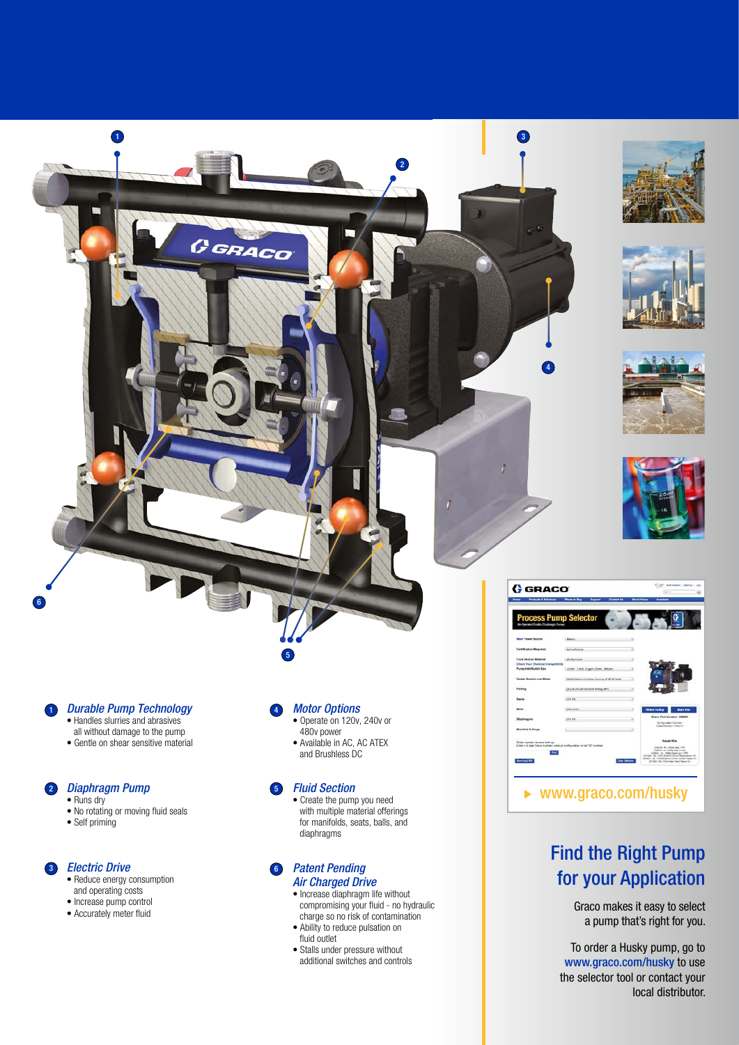## 1 Durable Pump Technology

- Handles slurries and abrasives all without damage to the pump
- Gentle on shear sensitive material

## 2 Diaphragm Pump

- Runs dry
- No rotating or moving fluid seals
- Self priming

## 3 Electric Drive

- Reduce energy consumption and operating costs
- Increase pump control
- Accurately meter fluid

## 4 Motor Options

- Operate on 120v, 240v or 480v power
- Available in AC, AC ATEX and Brushless DC

## 5 Fluid Section

- Create the pump you need with multiple material offerings for manifolds, seats, balls, and diaphragms

## 6 Patent Pending Air Charged Drive

- Increase diaphragm life without compromising your fluid - no hydraulic charge so no risk of contamination
- Ability to reduce pulsation on fluid outlet
- Stalls under pressure without additional switches and controls

▶ www.graco.com/husky

# Find the Right Pump for your Application

Graco makes it easy to select a pump that's right for you.

To order a Husky pump, go to www.graco.com/husky to use the selector tool or contact your local distributor.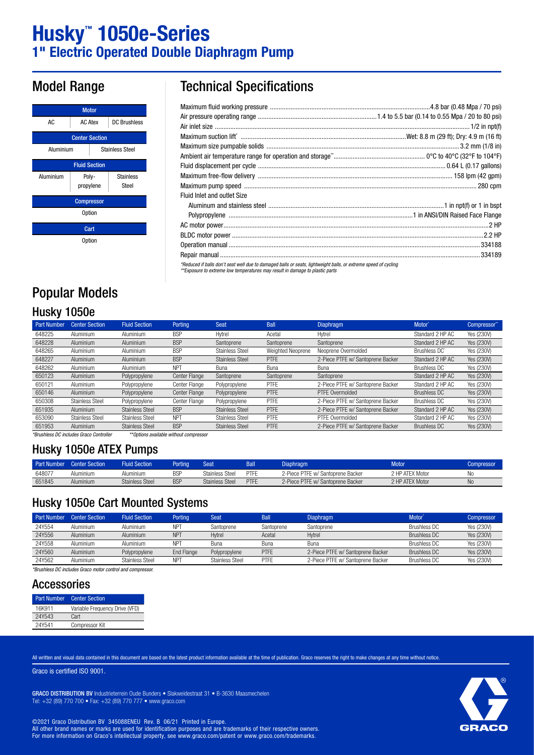# Husky™ 1050e-Series

## 1" Electric Operated Double Diaphragm Pump

## Model Range

| Motor | | |
|---|---|---|
| AC | AC Atex | DC Brushless |
| **Center Section** | | |
| Aluminium | Stainless Steel | |
| **Fluid Section** | | |
| Aluminium | Poly-propylene | Stainless Steel |
| **Compressor** | | |
| Option | | |
| **Cart** | | |
| Option | | |

## Technical Specifications

| | |
|---|---|
| Maximum fluid working pressure | 4.8 bar (0.48 Mpa / 70 psi) |
| Air pressure operating range | 1.4 to 5.5 bar (0.14 to 0.55 Mpa / 20 to 80 psi) |
| Air inlet size | 1/2 in npt(f) |
| Maximum suction lift* | Wet: 8.8 m (29 ft); Dry: 4.9 m (16 ft) |
| Maximum size pumpable solids | 3.2 mm (1/8 in) |
| Ambient air temperature range for operation and storage** | 0°C to 40°C (32°F to 104°F) |
| Fluid displacement per cycle | 0.64 L (0.17 gallons) |
| Maximum free-flow delivery | 158 lpm (42 gpm) |
| Maximum pump speed | 280 cpm |
| Fluid Inlet and outlet Size | |
| Aluminum and stainless steel | 1 in npt(f) or 1 in bspt |
| Polypropylene | 1 in ANSI/DIN Raised Face Flange |
| AC motor power | 2 HP |
| BLDC motor power | 2.2 HP |
| Operation manual | 334188 |
| Repair manual | 334189 |

*Reduced if balls don't seat well due to damaged balls or seats, lightweight balls, or extreme speed of cycling*
*\*\*Exposure to extreme low temperatures may result in damage to plastic parts*

## Popular Models

### Husky 1050e

| Part Number | Center Section | Fluid Section | Porting | Seat | Ball | Diaphragm | Motor* | Compressor** |
|---|---|---|---|---|---|---|---|---|
| 648225 | Aluminium | Aluminium | BSP | Hytrel | Acetal | Hytrel | Standard 2 HP AC | Yes (230V) |
| 648228 | Aluminium | Aluminium | BSP | Santoprene | Santoprene | Santoprene | Standard 2 HP AC | Yes (230V) |
| 648265 | Aluminium | Aluminium | BSP | Stainless Steel | Weighted Neoprene | Neoprene Overmolded | Brushless DC* | Yes (230V) |
| 648227 | Aluminium | Aluminium | BSP | Stainless Steel | PTFE | 2-Piece PTFE w/ Santoprene Backer | Standard 2 HP AC | Yes (230V) |
| 648262 | Aluminium | Aluminium | NPT | Buna | Buna | Buna | Brushless DC | Yes (230V) |
| 650123 | Aluminium | Polypropylene | Center Flange | Santoprene | Santoprene | Santoprene | Standard 2 HP AC | Yes (230V) |
| 650121 | Aluminium | Polypropylene | Center Flange | Polypropylene | PTFE | 2-Piece PTFE w/ Santoprene Backer | Standard 2 HP AC | Yes (230V) |
| 650146 | Aluminium | Polypropylene | Center Flange | Polypropylene | PTFE | PTFE Overmolded | Brushless DC | Yes (230V) |
| 650308 | Stainless Steel | Polypropylene | Center Flange | Polypropylene | PTFE | 2-Piece PTFE w/ Santoprene Backer | Brushless DC | Yes (230V) |
| 651935 | Aluminium | Stainless Steel | BSP | Stainless Steel | PTFE | 2-Piece PTFE w/ Santoprene Backer | Standard 2 HP AC | Yes (230V) |
| 653090 | Stainless Steel | Stainless Steel | NPT | Stainless Steel | PTFE | PTFE Overmolded | Standard 2 HP AC | Yes (230V) |
| 651953 | Aluminium | Stainless Steel | BSP | Stainless Steel | PTFE | 2-Piece PTFE w/ Santoprene Backer | Brushless DC | Yes (230V) |

*\*Brushless DC includes Graco Controller* *\*\*Options available without compressor*

### Husky 1050e ATEX Pumps

| Part Number | Center Section | Fluid Section | Porting | Seat | Ball | Diaphragm | Motor | Compressor |
|---|---|---|---|---|---|---|---|---|
| 648077 | Aluminium | Aluminium | BSP | Stainless Steel | PTFE | 2-Piece PTFE w/ Santoprene Backer | 2 HP ATEX Motor | No |
| 651845 | Aluminium | Stainless Steel | BSP | Stainless Steel | PTFE | 2-Piece PTFE w/ Santoprene Backer | 2 HP ATEX Motor | No |

### Husky 1050e Cart Mounted Systems

| Part Number | Center Section | Fluid Section | Porting | Seat | Ball | Diaphragm | Motor* | Compressor |
|---|---|---|---|---|---|---|---|---|
| 24Y554 | Aluminium | Aluminium | NPT | Santoprene | Santoprene | Santoprene | Brushless DC | Yes (230V) |
| 24Y556 | Aluminium | Aluminium | NPT | Hytrel | Acetal | Hytrel | Brushless DC | Yes (230V) |
| 24Y558 | Aluminium | Aluminium | NPT | Buna | Buna | Buna | Brushless DC | Yes (230V) |
| 24Y560 | Aluminium | Polypropylene | End Flange | Polypropylene | PTFE | 2-Piece PTFE w/ Santoprene Backer | Brushless DC | Yes (230V) |
| 24Y562 | Aluminium | Stainless Steel | NPT | Stainless Steel | PTFE | 2-Piece PTFE w/ Santoprene Backer | Brushless DC | Yes (230V) |

*\*Brushless DC includes Graco motor control and compressor.*

### Accessories

| Part Number | Center Section |
|---|---|
| 16K911 | Variable Frequency Drive (VFD) |
| 24Y543 | Cart |
| 24Y541 | Compressor Kit |

All written and visual data contained in this document are based on the latest product information available at the time of publication. Graco reserves the right to make changes at any time without notice.

Graco is certified ISO 9001.

**GRACO DISTRIBUTION BV** Industrieterrein Oude Bunders • Slakweidestraat 31 • B-3630 Maasmechelen
Tel: +32 (89) 770 700 • Fax: +32 (89) 770 777 • www.graco.com

©2021 Graco Distribution BV 345088ENEU Rev. B 06/21 Printed in Europe.
All other brand names or marks are used for identification purposes and are trademarks of their respective owners.
For more information on Graco's intellectual property, see www.graco.com/patent or www.graco.com/trademarks.